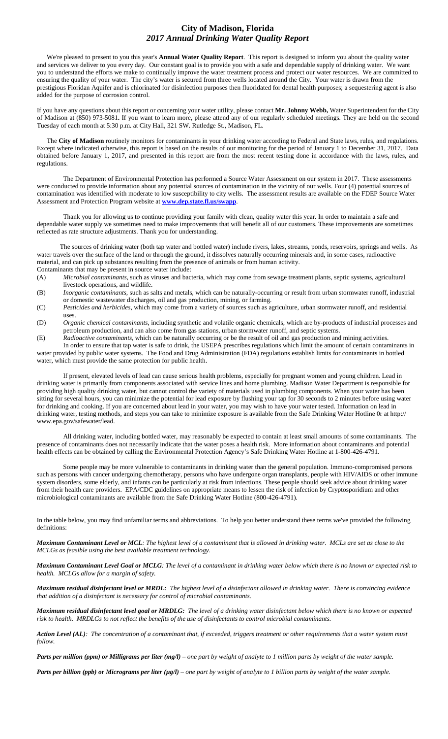# City of Madison, Florida
## *2017 Annual Drinking Water Quality Report*

We're pleased to present to you this year's **Annual Water Quality Report**. This report is designed to inform you about the quality water and services we deliver to you every day. Our constant goal is to provide you with a safe and dependable supply of drinking water. We want you to understand the efforts we make to continually improve the water treatment process and protect our water resources. We are committed to ensuring the quality of your water. The city's water is secured from three wells located around the City. Your water is drawn from the prestigious Floridan Aquifer and is chlorinated for disinfection purposes then fluoridated for dental health purposes; a sequestering agent is also added for the purpose of corrosion control.

If you have any questions about this report or concerning your water utility, please contact **Mr. Johnny Webb,** Water Superintendent for the City of Madison at (850) 973-5081**.** If you want to learn more, please attend any of our regularly scheduled meetings. They are held on the second Tuesday of each month at 5:30 p.m. at City Hall, 321 SW. Rutledge St., Madison, FL.

The **City of Madison** routinely monitors for contaminants in your drinking water according to Federal and State laws, rules, and regulations. Except where indicated otherwise, this report is based on the results of our monitoring for the period of January 1 to December 31, 2017. Data obtained before January 1, 2017, and presented in this report are from the most recent testing done in accordance with the laws, rules, and regulations.

The Department of Environmental Protection has performed a Source Water Assessment on our system in 2017. These assessments were conducted to provide information about any potential sources of contamination in the vicinity of our wells. Four (4) potential sources of contamination was identified with moderate to low susceptibility to city wells. The assessment results are available on the FDEP Source Water Assessment and Protection Program website at **www.dep.state.fl.us/swapp**.

Thank you for allowing us to continue providing your family with clean, quality water this year. In order to maintain a safe and dependable water supply we sometimes need to make improvements that will benefit all of our customers. These improvements are sometimes reflected as rate structure adjustments. Thank you for understanding.

The sources of drinking water (both tap water and bottled water) include rivers, lakes, streams, ponds, reservoirs, springs and wells. As water travels over the surface of the land or through the ground, it dissolves naturally occurring minerals and, in some cases, radioactive material, and can pick up substances resulting from the presence of animals or from human activity.

Contaminants that may be present in source water include:

(A) *Microbial contaminants*, such as viruses and bacteria, which may come from sewage treatment plants, septic systems, agricultural livestock operations, and wildlife.

(B) *Inorganic contaminants*, such as salts and metals, which can be naturally-occurring or result from urban stormwater runoff, industrial or domestic wastewater discharges, oil and gas production, mining, or farming.

(C) *Pesticides and herbicides*, which may come from a variety of sources such as agriculture, urban stormwater runoff, and residential uses.

(D) *Organic chemical contaminants*, including synthetic and volatile organic chemicals, which are by-products of industrial processes and petroleum production, and can also come from gas stations, urban stormwater runoff, and septic systems.

(E) *Radioactive contaminants*, which can be naturally occurring or be the result of oil and gas production and mining activities.

In order to ensure that tap water is safe to drink, the USEPA prescribes regulations which limit the amount of certain contaminants in water provided by public water systems. The Food and Drug Administration (FDA) regulations establish limits for contaminants in bottled water, which must provide the same protection for public health.

If present, elevated levels of lead can cause serious health problems, especially for pregnant women and young children. Lead in drinking water is primarily from components associated with service lines and home plumbing. Madison Water Department is responsible for providing high quality drinking water, but cannot control the variety of materials used in plumbing components. When your water has been sitting for several hours, you can minimize the potential for lead exposure by flushing your tap for 30 seconds to 2 minutes before using water for drinking and cooking. If you are concerned about lead in your water, you may wish to have your water tested. Information on lead in drinking water, testing methods, and steps you can take to minimize exposure is available from the Safe Drinking Water Hotline 0r at http:// www.epa.gov/safewater/lead.

All drinking water, including bottled water, may reasonably be expected to contain at least small amounts of some contaminants. The presence of contaminants does not necessarily indicate that the water poses a health risk. More information about contaminants and potential health effects can be obtained by calling the Environmental Protection Agency's Safe Drinking Water Hotline at 1-800-426-4791.

Some people may be more vulnerable to contaminants in drinking water than the general population. Immuno-compromised persons such as persons with cancer undergoing chemotherapy, persons who have undergone organ transplants, people with HIV/AIDS or other immune system disorders, some elderly, and infants can be particularly at risk from infections. These people should seek advice about drinking water from their health care providers. EPA/CDC guidelines on appropriate means to lessen the risk of infection by Cryptosporidium and other microbiological contaminants are available from the Safe Drinking Water Hotline (800-426-4791).

In the table below, you may find unfamiliar terms and abbreviations. To help you better understand these terms we've provided the following definitions:

***Maximum Contaminant Level or MCL****: The highest level of a contaminant that is allowed in drinking water. MCLs are set as close to the MCLGs as feasible using the best available treatment technology.*

***Maximum Contaminant Level Goal or MCLG****: The level of a contaminant in drinking water below which there is no known or expected risk to health. MCLGs allow for a margin of safety.*

***Maximum residual disinfectant level or MRDL:*** *The highest level of a disinfectant allowed in drinking water. There is convincing evidence that addition of a disinfectant is necessary for control of microbial contaminants.*

***Maximum residual disinfectant level goal or MRDLG:*** *The level of a drinking water disinfectant below which there is no known or expected risk to health. MRDLGs to not reflect the benefits of the use of disinfectants to control microbial contaminants.*

***Action Level (AL)****: The concentration of a contaminant that, if exceeded, triggers treatment or other requirements that a water system must follow.*

***Parts per million (ppm) or Milligrams per liter (mg/l)*** *– one part by weight of analyte to 1 million parts by weight of the water sample.*

***Parts per billion (ppb) or Micrograms per liter (µg/l)*** *– one part by weight of analyte to 1 billion parts by weight of the water sample.*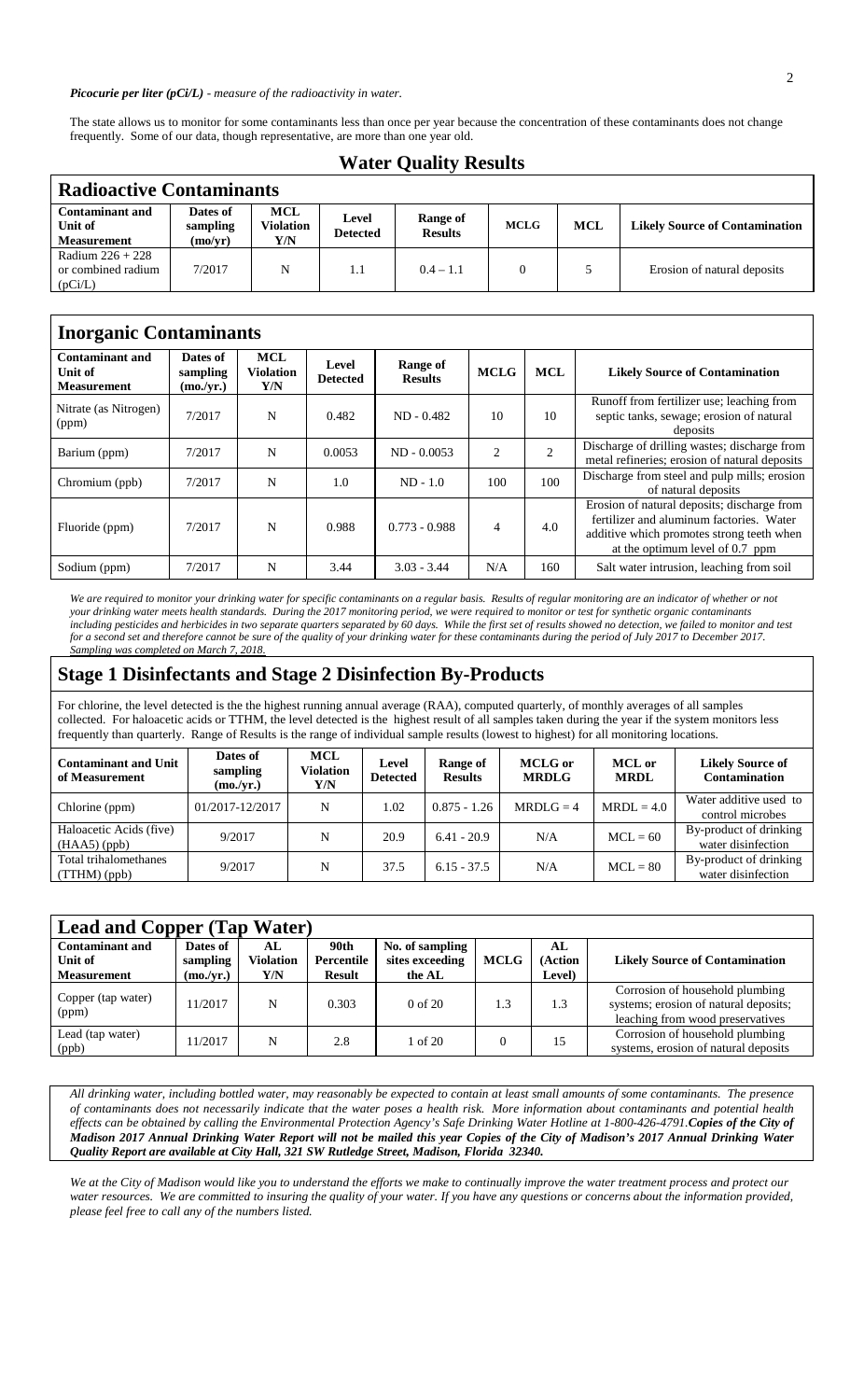***Picocurie per liter (pCi/L)** - measure of the radioactivity in water.*

The state allows us to monitor for some contaminants less than once per year because the concentration of these contaminants does not change frequently. Some of our data, though representative, are more than one year old.

# Water Quality Results

## Radioactive Contaminants

| Contaminant and Unit of Measurement | Dates of sampling (mo/yr) | MCL Violation Y/N | Level Detected | Range of Results | MCLG | MCL | Likely Source of Contamination |
|---|---|---|---|---|---|---|---|
| Radium 226 + 228 or combined radium (pCi/L) | 7/2017 | N | 1.1 | 0.4 – 1.1 | 0 | 5 | Erosion of natural deposits |

## Inorganic Contaminants

| Contaminant and Unit of Measurement | Dates of sampling (mo./yr.) | MCL Violation Y/N | Level Detected | Range of Results | MCLG | MCL | Likely Source of Contamination |
|---|---|---|---|---|---|---|---|
| Nitrate (as Nitrogen) (ppm) | 7/2017 | N | 0.482 | ND - 0.482 | 10 | 10 | Runoff from fertilizer use; leaching from septic tanks, sewage; erosion of natural deposits |
| Barium (ppm) | 7/2017 | N | 0.0053 | ND - 0.0053 | 2 | 2 | Discharge of drilling wastes; discharge from metal refineries; erosion of natural deposits |
| Chromium (ppb) | 7/2017 | N | 1.0 | ND - 1.0 | 100 | 100 | Discharge from steel and pulp mills; erosion of natural deposits |
| Fluoride (ppm) | 7/2017 | N | 0.988 | 0.773 - 0.988 | 4 | 4.0 | Erosion of natural deposits; discharge from fertilizer and aluminum factories. Water additive which promotes strong teeth when at the optimum level of 0.7 ppm |
| Sodium (ppm) | 7/2017 | N | 3.44 | 3.03 - 3.44 | N/A | 160 | Salt water intrusion, leaching from soil |

*We are required to monitor your drinking water for specific contaminants on a regular basis. Results of regular monitoring are an indicator of whether or not your drinking water meets health standards. During the 2017 monitoring period, we were required to monitor or test for synthetic organic contaminants including pesticides and herbicides in two separate quarters separated by 60 days. While the first set of results showed no detection, we failed to monitor and test for a second set and therefore cannot be sure of the quality of your drinking water for these contaminants during the period of July 2017 to December 2017. Sampling was completed on March 7, 2018.*

## Stage 1 Disinfectants and Stage 2 Disinfection By-Products

For chlorine, the level detected is the the highest running annual average (RAA), computed quarterly, of monthly averages of all samples collected. For haloacetic acids or TTHM, the level detected is the highest result of all samples taken during the year if the system monitors less frequently than quarterly. Range of Results is the range of individual sample results (lowest to highest) for all monitoring locations.

| Contaminant and Unit of Measurement | Dates of sampling (mo./yr.) | MCL Violation Y/N | Level Detected | Range of Results | MCLG or MRDLG | MCL or MRDL | Likely Source of Contamination |
|---|---|---|---|---|---|---|---|
| Chlorine (ppm) | 01/2017-12/2017 | N | 1.02 | 0.875 - 1.26 | MRDLG = 4 | MRDL = 4.0 | Water additive used to control microbes |
| Haloacetic Acids (five) (HAA5) (ppb) | 9/2017 | N | 20.9 | 6.41 - 20.9 | N/A | MCL = 60 | By-product of drinking water disinfection |
| Total trihalomethanes (TTHM) (ppb) | 9/2017 | N | 37.5 | 6.15 - 37.5 | N/A | MCL = 80 | By-product of drinking water disinfection |

## Lead and Copper (Tap Water)

| Contaminant and Unit of Measurement | Dates of sampling (mo./yr.) | AL Violation Y/N | 90th Percentile Result | No. of sampling sites exceeding the AL | MCLG | AL (Action Level) | Likely Source of Contamination |
|---|---|---|---|---|---|---|---|
| Copper (tap water) (ppm) | 11/2017 | N | 0.303 | 0 of 20 | 1.3 | 1.3 | Corrosion of household plumbing systems; erosion of natural deposits; leaching from wood preservatives |
| Lead (tap water) (ppb) | 11/2017 | N | 2.8 | 1 of 20 | 0 | 15 | Corrosion of household plumbing systems, erosion of natural deposits |

*All drinking water, including bottled water, may reasonably be expected to contain at least small amounts of some contaminants. The presence of contaminants does not necessarily indicate that the water poses a health risk. More information about contaminants and potential health effects can be obtained by calling the Environmental Protection Agency's Safe Drinking Water Hotline at 1-800-426-4791.**Copies of the City of Madison 2017 Annual Drinking Water Report will not be mailed this year Copies of the City of Madison's 2017 Annual Drinking Water Quality Report are available at City Hall, 321 SW Rutledge Street, Madison, Florida 32340.***

*We at the City of Madison would like you to understand the efforts we make to continually improve the water treatment process and protect our water resources. We are committed to insuring the quality of your water. If you have any questions or concerns about the information provided, please feel free to call any of the numbers listed.*